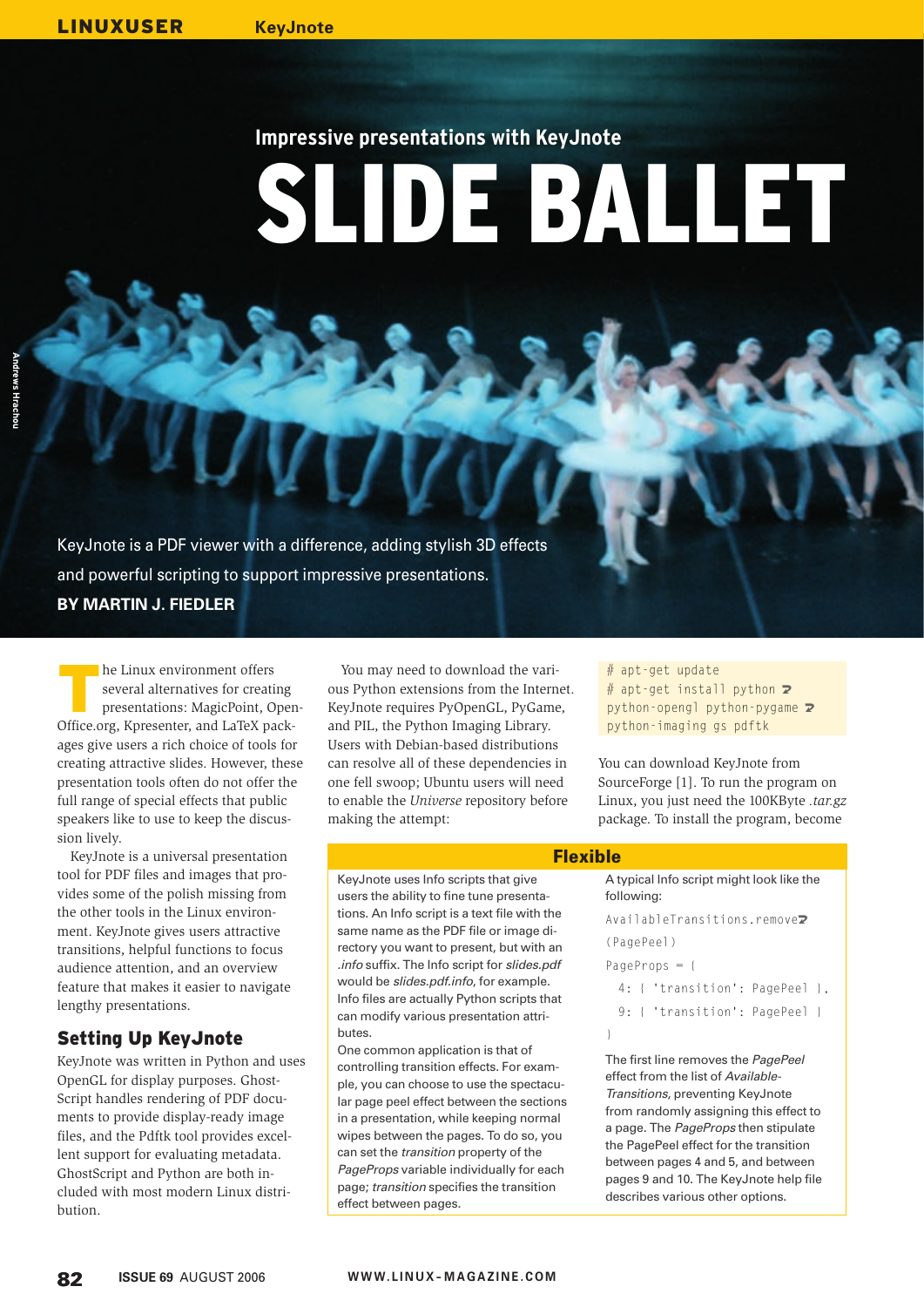## Impressive presentations with KeyJnote

# SLIDE BALLET

KeyJnote is a PDF viewer with a difference, adding stylish 3D effects and powerful scripting to support impressive presentations.

**BY MARTIN J. FIEDLER**

The Linux environment offers several alternatives for creating presentations: MagicPoint, OpenOffice.org, Kpresenter, and LaTeX packages give users a rich choice of tools for creating attractive slides. However, these presentation tools often do not offer the full range of special effects that public speakers like to use to keep the discussion lively.

KeyJnote is a universal presentation tool for PDF files and images that provides some of the polish missing from the other tools in the Linux environment. KeyJnote gives users attractive transitions, helpful functions to focus audience attention, and an overview feature that makes it easier to navigate lengthy presentations.

### Setting Up KeyJnote

KeyJnote was written in Python and uses OpenGL for display purposes. GhostScript handles rendering of PDF documents to provide display-ready image files, and the Pdftk tool provides excellent support for evaluating metadata. GhostScript and Python are both included with most modern Linux distribution.

You may need to download the various Python extensions from the Internet. KeyJnote requires PyOpenGL, PyGame, and PIL, the Python Imaging Library. Users with Debian-based distributions can resolve all of these dependencies in one fell swoop; Ubuntu users will need to enable the *Universe* repository before making the attempt:

```
# apt-get update
# apt-get install python ➘
python-opengl python-pygame ➘
python-imaging gs pdftk
```

You can download KeyJnote from SourceForge [1]. To run the program on Linux, you just need the 100KByte *.tar.gz* package. To install the program, become

### Flexible

KeyJnote uses Info scripts that give users the ability to fine tune presentations. An Info script is a text file with the same name as the PDF file or image directory you want to present, but with an *.info* suffix. The Info script for *slides.pdf* would be *slides.pdf.info*, for example. Info files are actually Python scripts that can modify various presentation attributes.

One common application is that of controlling transition effects. For example, you can choose to use the spectacular page peel effect between the sections in a presentation, while keeping normal wipes between the pages. To do so, you can set the *transition* property of the *PageProps* variable individually for each page; *transition* specifies the transition effect between pages.

A typical Info script might look like the following:

```
AvailableTransitions.remove➘
(PagePeel)
PageProps = {
  4: { 'transition': PagePeel },
  9: { 'transition': PagePeel }
}
```

The first line removes the *PagePeel* effect from the list of *Available-Transitions*, preventing KeyJnote from randomly assigning this effect to a page. The *PageProps* then stipulate the PagePeel effect for the transition between pages 4 and 5, and between pages 9 and 10. The KeyJnote help file describes various other options.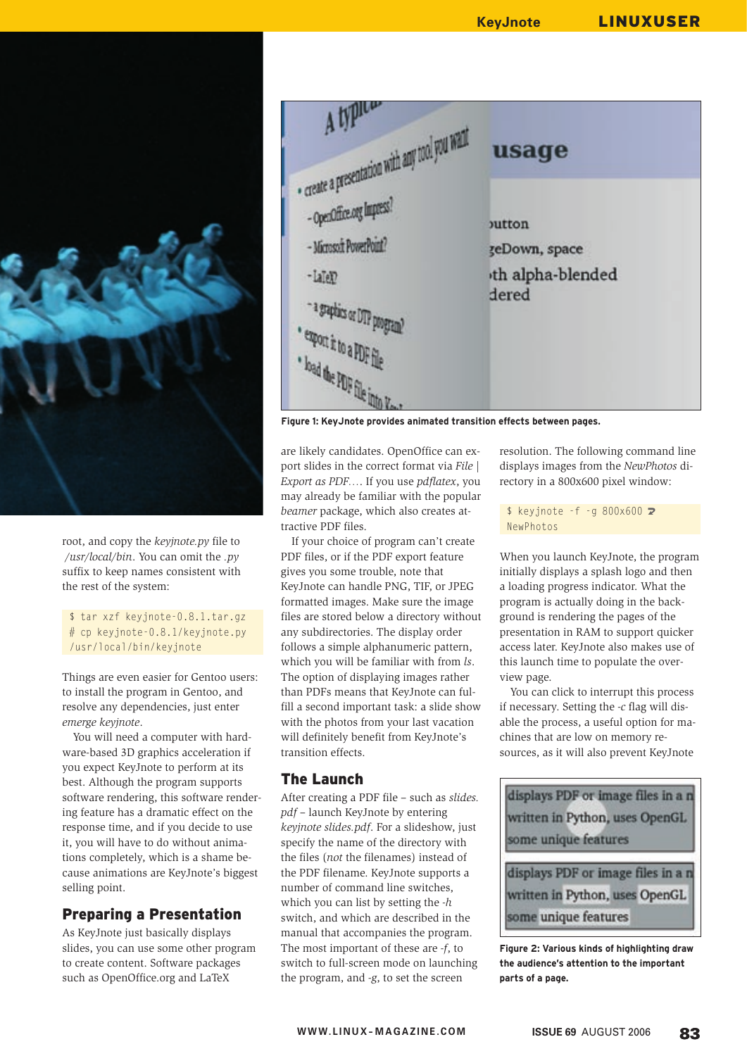root, and copy the *keyjnote.py* file to */usr/local/bin*. You can omit the *.py* suffix to keep names consistent with the rest of the system:

```
$ tar xzf keyjnote-0.8.1.tar.gz
# cp keyjnote-0.8.1/keyjnote.py /usr/local/bin/keyjnote
```

Things are even easier for Gentoo users: to install the program in Gentoo, and resolve any dependencies, just enter *emerge keyjnote*.

You will need a computer with hardware-based 3D graphics acceleration if you expect KeyJnote to perform at its best. Although the program supports software rendering, this software rendering feature has a dramatic effect on the response time, and if you decide to use it, you will have to do without animations completely, which is a shame because animations are KeyJnote's biggest selling point.

## Preparing a Presentation

As KeyJnote just basically displays slides, you can use some other program to create content. Software packages such as OpenOffice.org and LaTeX are likely candidates. OpenOffice can export slides in the correct format via *File | Export as PDF…*. If you use *pdflatex*, you may already be familiar with the popular *beamer* package, which also creates attractive PDF files.

If your choice of program can't create PDF files, or if the PDF export feature gives you some trouble, note that KeyJnote can handle PNG, TIF, or JPEG formatted images. Make sure the image files are stored below a directory without any subdirectories. The display order follows a simple alphanumeric pattern, which you will be familiar with from *ls*. The option of displaying images rather than PDFs means that KeyJnote can fulfill a second important task: a slide show with the photos from your last vacation will definitely benefit from KeyJnote's transition effects.

Figure 1: KeyJnote provides animated transition effects between pages.

## The Launch

After creating a PDF file – such as *slides.pdf* – launch KeyJnote by entering *keyjnote slides.pdf*. For a slideshow, just specify the name of the directory with the files (*not* the filenames) instead of the PDF filename. KeyJnote supports a number of command line switches, which you can list by setting the *-h* switch, and which are described in the manual that accompanies the program. The most important of these are *-f*, to switch to full-screen mode on launching the program, and *-g*, to set the screen resolution. The following command line displays images from the *NewPhotos* directory in a 800x600 pixel window:

```
$ keyjnote -f -g 800x600 NewPhotos
```

When you launch KeyJnote, the program initially displays a splash logo and then a loading progress indicator. What the program is actually doing in the background is rendering the pages of the presentation in RAM to support quicker access later. KeyJnote also makes use of this launch time to populate the overview page.

You can click to interrupt this process if necessary. Setting the *-c* flag will disable the process, a useful option for machines that are low on memory resources, as it will also prevent KeyJnote

Figure 2: Various kinds of highlighting draw the audience's attention to the important parts of a page.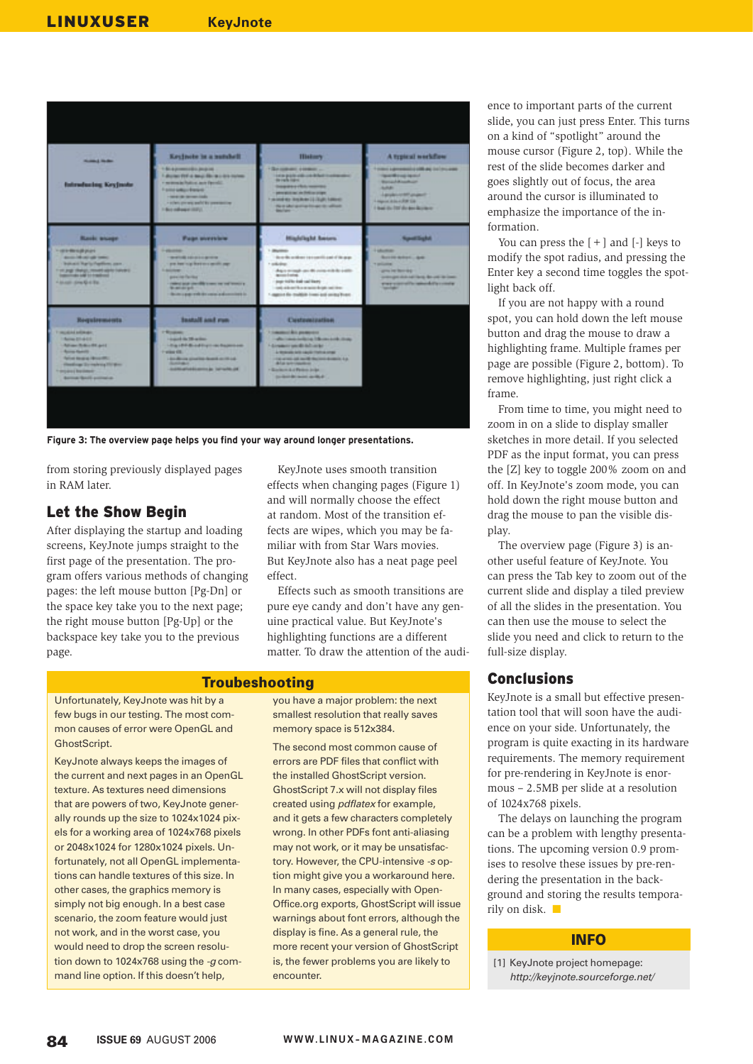Figure 3: The overview page helps you find your way around longer presentations.

from storing previously displayed pages in RAM later.

## Let the Show Begin

After displaying the startup and loading screens, KeyJnote jumps straight to the first page of the presentation. The program offers various methods of changing pages: the left mouse button [Pg-Dn] or the space key take you to the next page; the right mouse button [Pg-Up] or the backspace key take you to the previous page.

KeyJnote uses smooth transition effects when changing pages (Figure 1) and will normally choose the effect at random. Most of the transition effects are wipes, which you may be familiar with from Star Wars movies. But KeyJnote also has a neat page peel effect.

Effects such as smooth transitions are pure eye candy and don't have any genuine practical value. But KeyJnote's highlighting functions are a different matter. To draw the attention of the audience to important parts of the current slide, you can just press Enter. This turns on a kind of "spotlight" around the mouse cursor (Figure 2, top). While the rest of the slide becomes darker and goes slightly out of focus, the area around the cursor is illuminated to emphasize the importance of the information.

You can press the [+] and [-] keys to modify the spot radius, and pressing the Enter key a second time toggles the spotlight back off.

If you are not happy with a round spot, you can hold down the left mouse button and drag the mouse to draw a highlighting frame. Multiple frames per page are possible (Figure 2, bottom). To remove highlighting, just right click a frame.

From time to time, you might need to zoom in on a slide to display smaller sketches in more detail. If you selected PDF as the input format, you can press the [Z] key to toggle 200% zoom on and off. In KeyJnote's zoom mode, you can hold down the right mouse button and drag the mouse to pan the visible display.

The overview page (Figure 3) is another useful feature of KeyJnote. You can press the Tab key to zoom out of the current slide and display a tiled preview of all the slides in the presentation. You can then use the mouse to select the slide you need and click to return to the full-size display.

## Conclusions

KeyJnote is a small but effective presentation tool that will soon have the audience on your side. Unfortunately, the program is quite exacting in its hardware requirements. The memory requirement for pre-rendering in KeyJnote is enormous – 2.5MB per slide at a resolution of 1024x768 pixels.

The delays on launching the program can be a problem with lengthy presentations. The upcoming version 0.9 promises to resolve these issues by pre-rendering the presentation in the background and storing the results temporarily on disk. ■

### Troubleshooting

Unfortunately, KeyJnote was hit by a few bugs in our testing. The most common causes of error were OpenGL and GhostScript.

KeyJnote always keeps the images of the current and next pages in an OpenGL texture. As textures need dimensions that are powers of two, KeyJnote generally rounds up the size to 1024x1024 pixels for a working area of 1024x768 pixels or 2048x1024 for 1280x1024 pixels. Unfortunately, not all OpenGL implementations can handle textures of this size. In other cases, the graphics memory is simply not big enough. In a best case scenario, the zoom feature would just not work, and in the worst case, you would need to drop the screen resolution down to 1024x768 using the *-g* command line option. If this doesn't help, you have a major problem: the next smallest resolution that really saves memory space is 512x384.

The second most common cause of errors are PDF files that conflict with the installed GhostScript version. GhostScript 7.x will not display files created using *pdflatex* for example, and it gets a few characters completely wrong. In other PDFs font anti-aliasing may not work, or it may be unsatisfactory. However, the CPU-intensive *-s* option might give you a workaround here. In many cases, especially with OpenOffice.org exports, GhostScript will issue warnings about font errors, although the display is fine. As a general rule, the more recent your version of GhostScript is, the fewer problems you are likely to encounter.

### INFO

[1] KeyJnote project homepage: *http://keyjnote.sourceforge.net/*